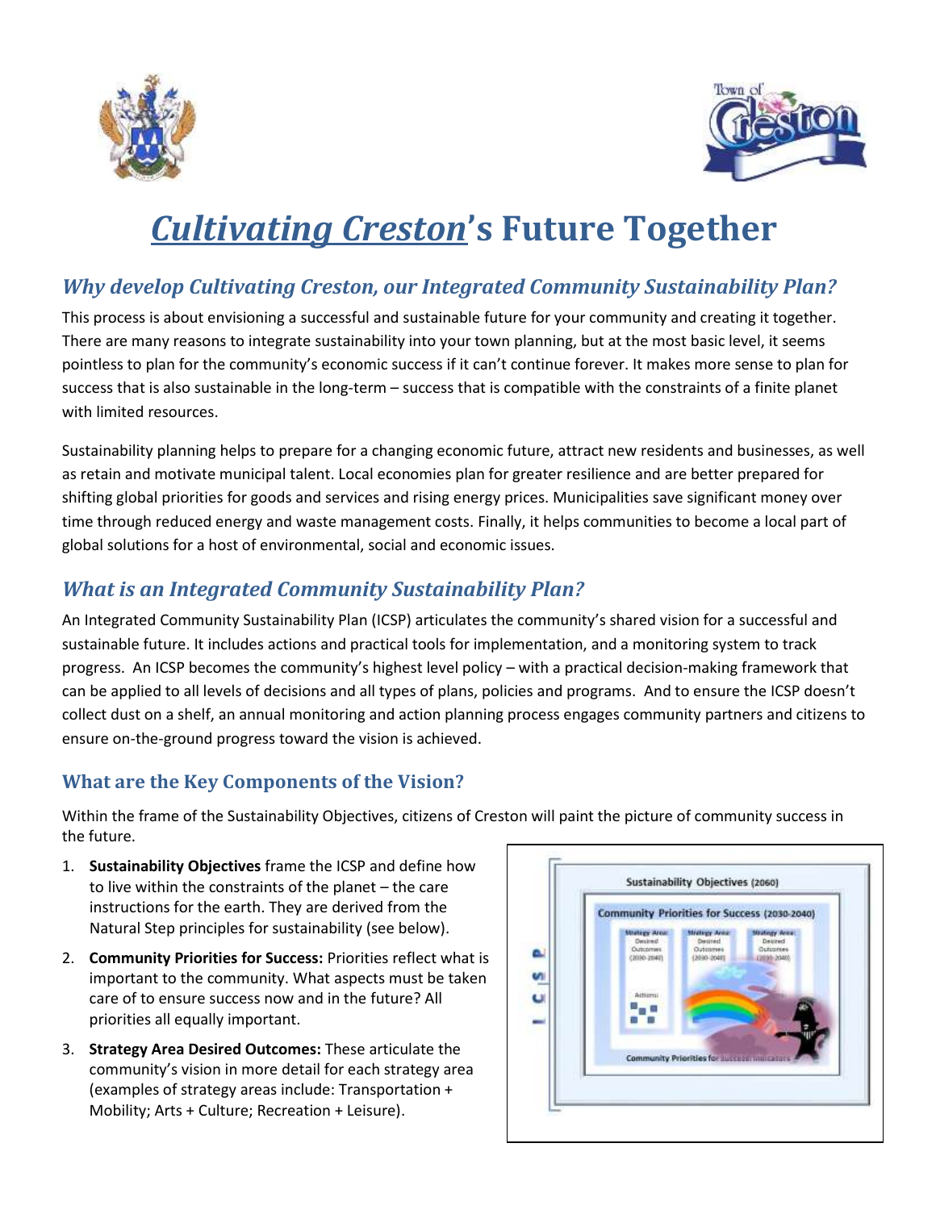# *Cultivating Creston*'s Future Together

## *Why develop Cultivating Creston, our Integrated Community Sustainability Plan?*

This process is about envisioning a successful and sustainable future for your community and creating it together. There are many reasons to integrate sustainability into your town planning, but at the most basic level, it seems pointless to plan for the community's economic success if it can't continue forever. It makes more sense to plan for success that is also sustainable in the long-term – success that is compatible with the constraints of a finite planet with limited resources.

Sustainability planning helps to prepare for a changing economic future, attract new residents and businesses, as well as retain and motivate municipal talent. Local economies plan for greater resilience and are better prepared for shifting global priorities for goods and services and rising energy prices. Municipalities save significant money over time through reduced energy and waste management costs. Finally, it helps communities to become a local part of global solutions for a host of environmental, social and economic issues.

## *What is an Integrated Community Sustainability Plan?*

An Integrated Community Sustainability Plan (ICSP) articulates the community's shared vision for a successful and sustainable future. It includes actions and practical tools for implementation, and a monitoring system to track progress. An ICSP becomes the community's highest level policy – with a practical decision-making framework that can be applied to all levels of decisions and all types of plans, policies and programs. And to ensure the ICSP doesn't collect dust on a shelf, an annual monitoring and action planning process engages community partners and citizens to ensure on-the-ground progress toward the vision is achieved.

### What are the Key Components of the Vision?

Within the frame of the Sustainability Objectives, citizens of Creston will paint the picture of community success in the future.

1. **Sustainability Objectives** frame the ICSP and define how to live within the constraints of the planet – the care instructions for the earth. They are derived from the Natural Step principles for sustainability (see below).
2. **Community Priorities for Success:** Priorities reflect what is important to the community. What aspects must be taken care of to ensure success now and in the future? All priorities all equally important.
3. **Strategy Area Desired Outcomes:** These articulate the community's vision in more detail for each strategy area (examples of strategy areas include: Transportation + Mobility; Arts + Culture; Recreation + Leisure).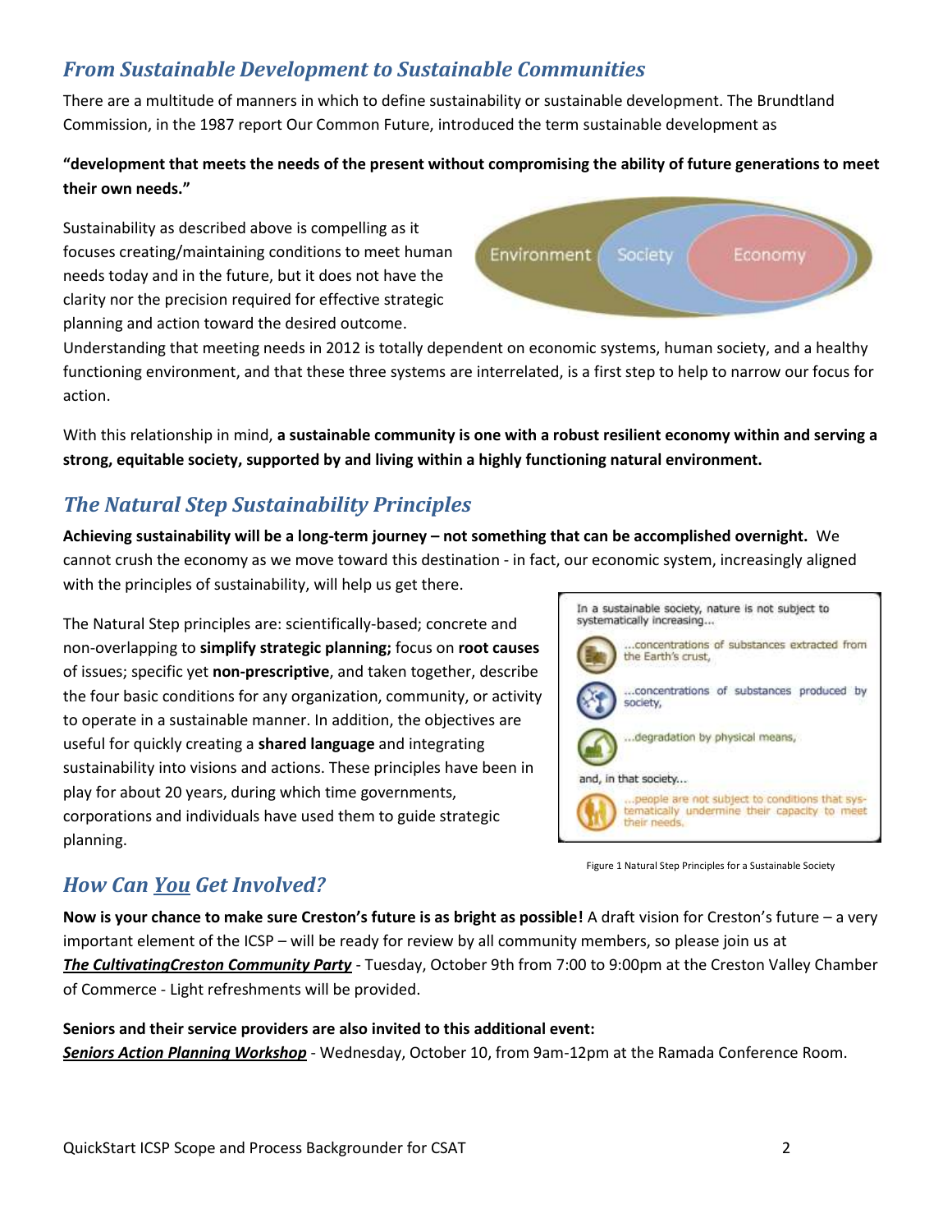## *From Sustainable Development to Sustainable Communities*

There are a multitude of manners in which to define sustainability or sustainable development. The Brundtland Commission, in the 1987 report Our Common Future, introduced the term sustainable development as

**"development that meets the needs of the present without compromising the ability of future generations to meet their own needs."**

Environment

Society

Economy

Sustainability as described above is compelling as it focuses creating/maintaining conditions to meet human needs today and in the future, but it does not have the clarity nor the precision required for effective strategic planning and action toward the desired outcome. Understanding that meeting needs in 2012 is totally dependent on economic systems, human society, and a healthy functioning environment, and that these three systems are interrelated, is a first step to help to narrow our focus for action.

With this relationship in mind, **a sustainable community is one with a robust resilient economy within and serving a strong, equitable society, supported by and living within a highly functioning natural environment.**

## *The Natural Step Sustainability Principles*

**Achieving sustainability will be a long-term journey – not something that can be accomplished overnight.** We cannot crush the economy as we move toward this destination - in fact, our economic system, increasingly aligned with the principles of sustainability, will help us get there.

The Natural Step principles are: scientifically-based; concrete and non-overlapping to **simplify strategic planning;** focus on **root causes** of issues; specific yet **non-prescriptive**, and taken together, describe the four basic conditions for any organization, community, or activity to operate in a sustainable manner. In addition, the objectives are useful for quickly creating a **shared language** and integrating sustainability into visions and actions. These principles have been in play for about 20 years, during which time governments, corporations and individuals have used them to guide strategic planning.

In a sustainable society, nature is not subject to systematically increasing...

...concentrations of substances extracted from the Earth's crust,

...concentrations of substances produced by society,

...degradation by physical means,

and, in that society...

...people are not subject to conditions that systematically undermine their capacity to meet their needs.

Figure 1 Natural Step Principles for a Sustainable Society

## *How Can <u>You</u> Get Involved?*

**Now is your chance to make sure Creston's future is as bright as possible!** A draft vision for Creston's future – a very important element of the ICSP – will be ready for review by all community members, so please join us at ***<u>The CultivatingCreston Community Party</u>*** - Tuesday, October 9th from 7:00 to 9:00pm at the Creston Valley Chamber of Commerce - Light refreshments will be provided.

**Seniors and their service providers are also invited to this additional event:**
***<u>Seniors Action Planning Workshop</u>*** - Wednesday, October 10, from 9am-12pm at the Ramada Conference Room.